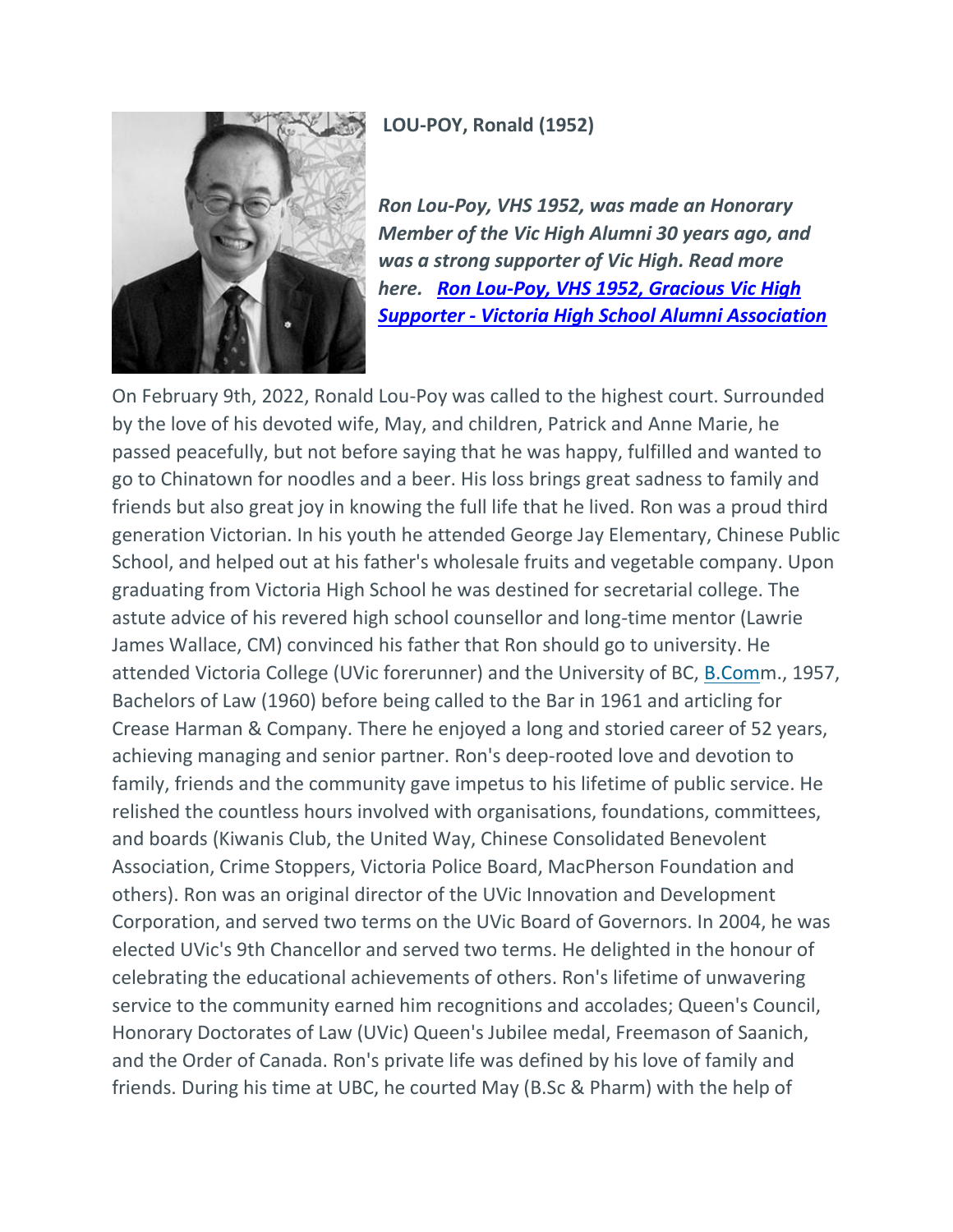**LOU-POY, Ronald (1952)**

***Ron Lou-Poy, VHS 1952, was made an Honorary Member of the Vic High Alumni 30 years ago, and was a strong supporter of Vic High. Read more here.*** ***[Ron Lou-Poy, VHS 1952, Gracious Vic High Supporter - Victoria High School Alumni Association]()***

On February 9th, 2022, Ronald Lou-Poy was called to the highest court. Surrounded by the love of his devoted wife, May, and children, Patrick and Anne Marie, he passed peacefully, but not before saying that he was happy, fulfilled and wanted to go to Chinatown for noodles and a beer. His loss brings great sadness to family and friends but also great joy in knowing the full life that he lived. Ron was a proud third generation Victorian. In his youth he attended George Jay Elementary, Chinese Public School, and helped out at his father's wholesale fruits and vegetable company. Upon graduating from Victoria High School he was destined for secretarial college. The astute advice of his revered high school counsellor and long-time mentor (Lawrie James Wallace, CM) convinced his father that Ron should go to university. He attended Victoria College (UVic forerunner) and the University of BC, B.Comm., 1957, Bachelors of Law (1960) before being called to the Bar in 1961 and articling for Crease Harman & Company. There he enjoyed a long and storied career of 52 years, achieving managing and senior partner. Ron's deep-rooted love and devotion to family, friends and the community gave impetus to his lifetime of public service. He relished the countless hours involved with organisations, foundations, committees, and boards (Kiwanis Club, the United Way, Chinese Consolidated Benevolent Association, Crime Stoppers, Victoria Police Board, MacPherson Foundation and others). Ron was an original director of the UVic Innovation and Development Corporation, and served two terms on the UVic Board of Governors. In 2004, he was elected UVic's 9th Chancellor and served two terms. He delighted in the honour of celebrating the educational achievements of others. Ron's lifetime of unwavering service to the community earned him recognitions and accolades; Queen's Council, Honorary Doctorates of Law (UVic) Queen's Jubilee medal, Freemason of Saanich, and the Order of Canada. Ron's private life was defined by his love of family and friends. During his time at UBC, he courted May (B.Sc & Pharm) with the help of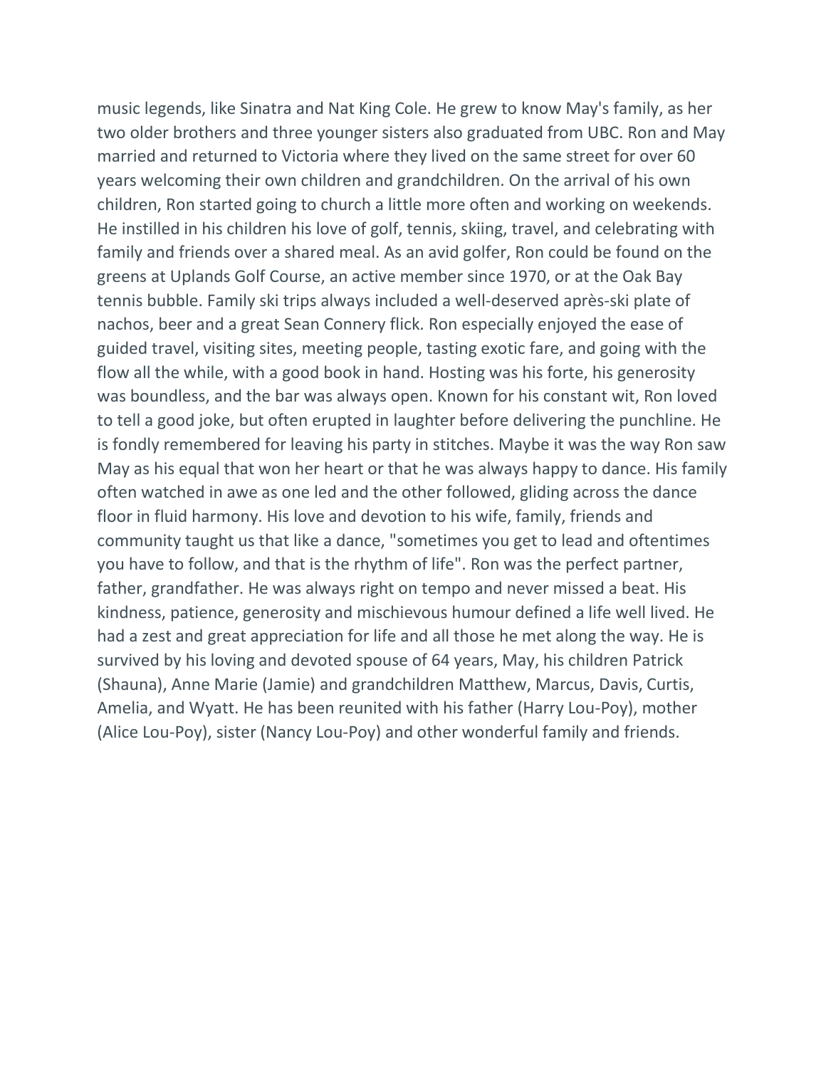music legends, like Sinatra and Nat King Cole. He grew to know May's family, as her two older brothers and three younger sisters also graduated from UBC. Ron and May married and returned to Victoria where they lived on the same street for over 60 years welcoming their own children and grandchildren. On the arrival of his own children, Ron started going to church a little more often and working on weekends. He instilled in his children his love of golf, tennis, skiing, travel, and celebrating with family and friends over a shared meal. As an avid golfer, Ron could be found on the greens at Uplands Golf Course, an active member since 1970, or at the Oak Bay tennis bubble. Family ski trips always included a well-deserved après-ski plate of nachos, beer and a great Sean Connery flick. Ron especially enjoyed the ease of guided travel, visiting sites, meeting people, tasting exotic fare, and going with the flow all the while, with a good book in hand. Hosting was his forte, his generosity was boundless, and the bar was always open. Known for his constant wit, Ron loved to tell a good joke, but often erupted in laughter before delivering the punchline. He is fondly remembered for leaving his party in stitches. Maybe it was the way Ron saw May as his equal that won her heart or that he was always happy to dance. His family often watched in awe as one led and the other followed, gliding across the dance floor in fluid harmony. His love and devotion to his wife, family, friends and community taught us that like a dance, "sometimes you get to lead and oftentimes you have to follow, and that is the rhythm of life". Ron was the perfect partner, father, grandfather. He was always right on tempo and never missed a beat. His kindness, patience, generosity and mischievous humour defined a life well lived. He had a zest and great appreciation for life and all those he met along the way. He is survived by his loving and devoted spouse of 64 years, May, his children Patrick (Shauna), Anne Marie (Jamie) and grandchildren Matthew, Marcus, Davis, Curtis, Amelia, and Wyatt. He has been reunited with his father (Harry Lou-Poy), mother (Alice Lou-Poy), sister (Nancy Lou-Poy) and other wonderful family and friends.